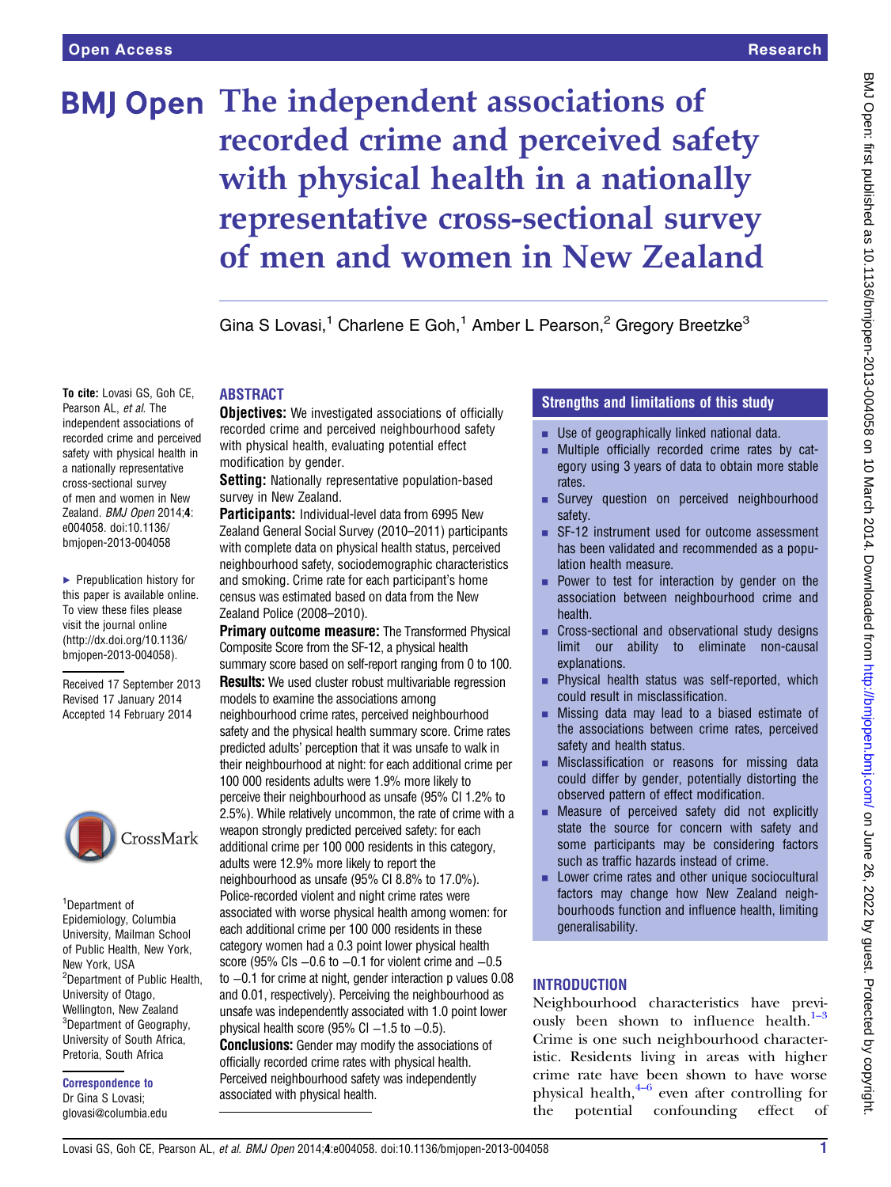Open Access Research

# The independent associations of recorded crime and perceived safety with physical health in a nationally representative cross-sectional survey of men and women in New Zealand

Gina S Lovasi,[1] Charlene E Goh,[1] Amber L Pearson,[2] Gregory Breetzke[3]

To cite: Lovasi GS, Goh CE, Pearson AL, *et al*. The independent associations of recorded crime and perceived safety with physical health in a nationally representative cross-sectional survey of men and women in New Zealand. *BMJ Open* 2014;**4**: e004058. doi:10.1136/bmjopen-2013-004058

► Prepublication history for this paper is available online. To view these files please visit the journal online (http://dx.doi.org/10.1136/bmjopen-2013-004058).

Received 17 September 2013
Revised 17 January 2014
Accepted 14 February 2014

[1]Department of Epidemiology, Columbia University, Mailman School of Public Health, New York, New York, USA
[2]Department of Public Health, University of Otago, Wellington, New Zealand
[3]Department of Geography, University of South Africa, Pretoria, South Africa

**Correspondence to**
Dr Gina S Lovasi; glovasi@columbia.edu

## ABSTRACT

**Objectives:** We investigated associations of officially recorded crime and perceived neighbourhood safety with physical health, evaluating potential effect modification by gender.

**Setting:** Nationally representative population-based survey in New Zealand.

**Participants:** Individual-level data from 6995 New Zealand General Social Survey (2010–2011) participants with complete data on physical health status, perceived neighbourhood safety, sociodemographic characteristics and smoking. Crime rate for each participant's home census was estimated based on data from the New Zealand Police (2008–2010).

**Primary outcome measure:** The Transformed Physical Composite Score from the SF-12, a physical health summary score based on self-report ranging from 0 to 100.

**Results:** We used cluster robust multivariable regression models to examine the associations among neighbourhood crime rates, perceived neighbourhood safety and the physical health summary score. Crime rates predicted adults' perception that it was unsafe to walk in their neighbourhood at night: for each additional crime per 100 000 residents adults were 1.9% more likely to perceive their neighbourhood as unsafe (95% CI 1.2% to 2.5%). While relatively uncommon, the rate of crime with a weapon strongly predicted perceived safety: for each additional crime per 100 000 residents in this category, adults were 12.9% more likely to report the neighbourhood as unsafe (95% CI 8.8% to 17.0%). Police-recorded violent and night crime rates were associated with worse physical health among women: for each additional crime per 100 000 residents in these category women had a 0.3 point lower physical health score (95% CIs −0.6 to −0.1 for violent crime and −0.5 to −0.1 for crime at night, gender interaction p values 0.08 and 0.01, respectively). Perceiving the neighbourhood as unsafe was independently associated with 1.0 point lower physical health score (95% CI −1.5 to −0.5).

**Conclusions:** Gender may modify the associations of officially recorded crime rates with physical health. Perceived neighbourhood safety was independently associated with physical health.

## Strengths and limitations of this study

- Use of geographically linked national data.
- Multiple officially recorded crime rates by category using 3 years of data to obtain more stable rates.
- Survey question on perceived neighbourhood safety.
- SF-12 instrument used for outcome assessment has been validated and recommended as a population health measure.
- Power to test for interaction by gender on the association between neighbourhood crime and health.
- Cross-sectional and observational study designs limit our ability to eliminate non-causal explanations.
- Physical health status was self-reported, which could result in misclassification.
- Missing data may lead to a biased estimate of the associations between crime rates, perceived safety and health status.
- Misclassification or reasons for missing data could differ by gender, potentially distorting the observed pattern of effect modification.
- Measure of perceived safety did not explicitly state the source for concern with safety and some participants may be considering factors such as traffic hazards instead of crime.
- Lower crime rates and other unique sociocultural factors may change how New Zealand neighbourhoods function and influence health, limiting generalisability.

## INTRODUCTION

Neighbourhood characteristics have previously been shown to influence health.[1–3] Crime is one such neighbourhood characteristic. Residents living in areas with higher crime rate have been shown to have worse physical health,[4–6] even after controlling for the potential confounding effect of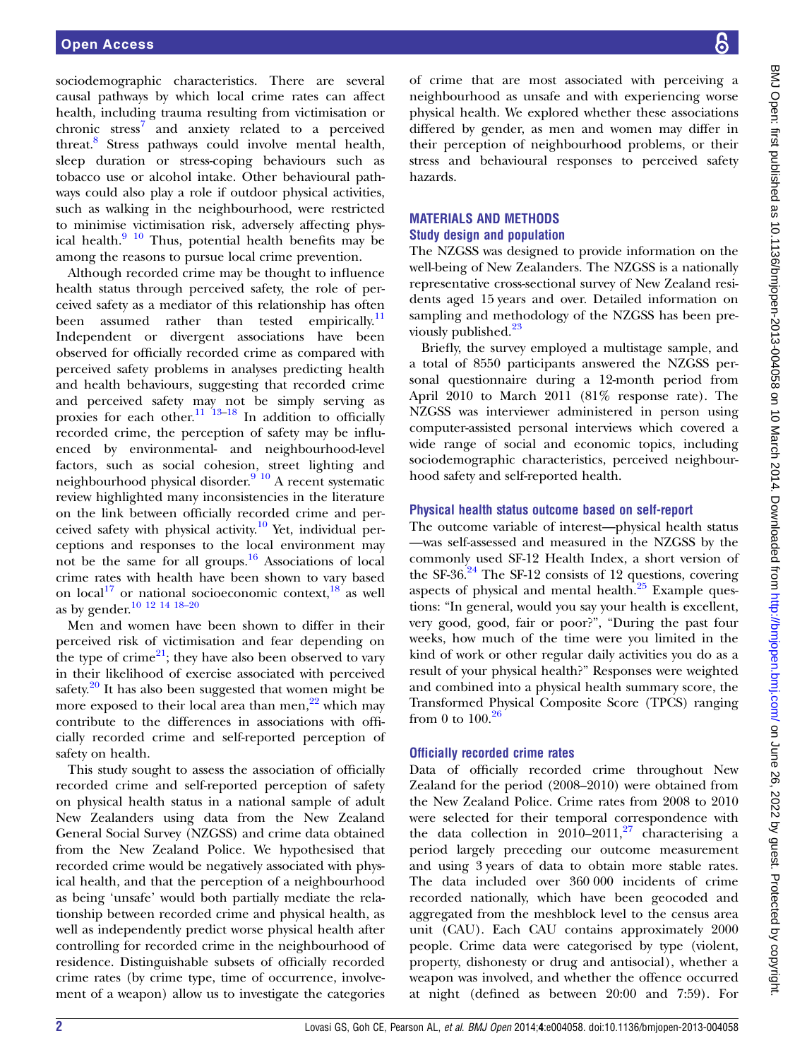sociodemographic characteristics. There are several causal pathways by which local crime rates can affect health, including trauma resulting from victimisation or chronic stress[7] and anxiety related to a perceived threat.[8] Stress pathways could involve mental health, sleep duration or stress-coping behaviours such as tobacco use or alcohol intake. Other behavioural pathways could also play a role if outdoor physical activities, such as walking in the neighbourhood, were restricted to minimise victimisation risk, adversely affecting physical health.[9 10] Thus, potential health benefits may be among the reasons to pursue local crime prevention.

Although recorded crime may be thought to influence health status through perceived safety, the role of perceived safety as a mediator of this relationship has often been assumed rather than tested empirically.[11] Independent or divergent associations have been observed for officially recorded crime as compared with perceived safety problems in analyses predicting health and health behaviours, suggesting that recorded crime and perceived safety may not be simply serving as proxies for each other.[11 13–18] In addition to officially recorded crime, the perception of safety may be influenced by environmental- and neighbourhood-level factors, such as social cohesion, street lighting and neighbourhood physical disorder.[9 10] A recent systematic review highlighted many inconsistencies in the literature on the link between officially recorded crime and perceived safety with physical activity.[10] Yet, individual perceptions and responses to the local environment may not be the same for all groups.[16] Associations of local crime rates with health have been shown to vary based on local[17] or national socioeconomic context,[18] as well as by gender.[10 12 14 18–20]

Men and women have been shown to differ in their perceived risk of victimisation and fear depending on the type of crime[21]; they have also been observed to vary in their likelihood of exercise associated with perceived safety.[20] It has also been suggested that women might be more exposed to their local area than men,[22] which may contribute to the differences in associations with officially recorded crime and self-reported perception of safety on health.

This study sought to assess the association of officially recorded crime and self-reported perception of safety on physical health status in a national sample of adult New Zealanders using data from the New Zealand General Social Survey (NZGSS) and crime data obtained from the New Zealand Police. We hypothesised that recorded crime would be negatively associated with physical health, and that the perception of a neighbourhood as being 'unsafe' would both partially mediate the relationship between recorded crime and physical health, as well as independently predict worse physical health after controlling for recorded crime in the neighbourhood of residence. Distinguishable subsets of officially recorded crime rates (by crime type, time of occurrence, involvement of a weapon) allow us to investigate the categories of crime that are most associated with perceiving a neighbourhood as unsafe and with experiencing worse physical health. We explored whether these associations differed by gender, as men and women may differ in their perception of neighbourhood problems, or their stress and behavioural responses to perceived safety hazards.

## MATERIALS AND METHODS

### Study design and population

The NZGSS was designed to provide information on the well-being of New Zealanders. The NZGSS is a nationally representative cross-sectional survey of New Zealand residents aged 15 years and over. Detailed information on sampling and methodology of the NZGSS has been previously published.[23]

Briefly, the survey employed a multistage sample, and a total of 8550 participants answered the NZGSS personal questionnaire during a 12-month period from April 2010 to March 2011 (81% response rate). The NZGSS was interviewer administered in person using computer-assisted personal interviews which covered a wide range of social and economic topics, including sociodemographic characteristics, perceived neighbourhood safety and self-reported health.

### Physical health status outcome based on self-report

The outcome variable of interest—physical health status—was self-assessed and measured in the NZGSS by the commonly used SF-12 Health Index, a short version of the SF-36.[24] The SF-12 consists of 12 questions, covering aspects of physical and mental health.[25] Example questions: "In general, would you say your health is excellent, very good, good, fair or poor?", "During the past four weeks, how much of the time were you limited in the kind of work or other regular daily activities you do as a result of your physical health?" Responses were weighted and combined into a physical health summary score, the Transformed Physical Composite Score (TPCS) ranging from 0 to 100.[26]

### Officially recorded crime rates

Data of officially recorded crime throughout New Zealand for the period (2008–2010) were obtained from the New Zealand Police. Crime rates from 2008 to 2010 were selected for their temporal correspondence with the data collection in 2010–2011,[27] characterising a period largely preceding our outcome measurement and using 3 years of data to obtain more stable rates. The data included over 360 000 incidents of crime recorded nationally, which have been geocoded and aggregated from the meshblock level to the census area unit (CAU). Each CAU contains approximately 2000 people. Crime data were categorised by type (violent, property, dishonesty or drug and antisocial), whether a weapon was involved, and whether the offence occurred at night (defined as between 20:00 and 7:59). For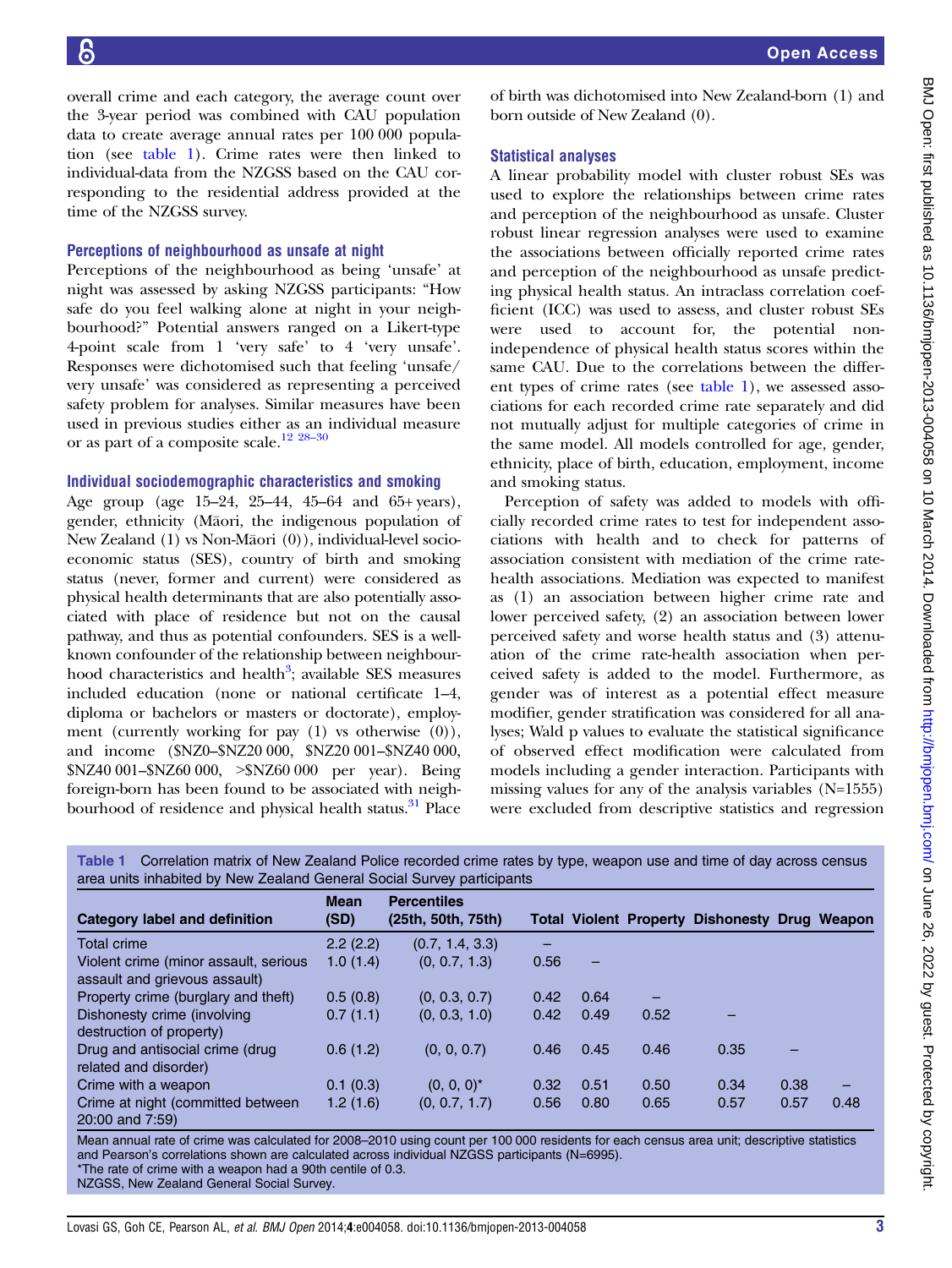overall crime and each category, the average count over the 3-year period was combined with CAU population data to create average annual rates per 100 000 population (see table 1). Crime rates were then linked to individual-data from the NZGSS based on the CAU corresponding to the residential address provided at the time of the NZGSS survey.

### Perceptions of neighbourhood as unsafe at night

Perceptions of the neighbourhood as being 'unsafe' at night was assessed by asking NZGSS participants: "How safe do you feel walking alone at night in your neighbourhood?" Potential answers ranged on a Likert-type 4-point scale from 1 'very safe' to 4 'very unsafe'. Responses were dichotomised such that feeling 'unsafe/very unsafe' was considered as representing a perceived safety problem for analyses. Similar measures have been used in previous studies either as an individual measure or as part of a composite scale.[12 28–30]

### Individual sociodemographic characteristics and smoking

Age group (age 15–24, 25–44, 45–64 and 65+ years), gender, ethnicity (Māori, the indigenous population of New Zealand (1) vs Non-Māori (0)), individual-level socioeconomic status (SES), country of birth and smoking status (never, former and current) were considered as physical health determinants that are also potentially associated with place of residence but not on the causal pathway, and thus as potential confounders. SES is a well-known confounder of the relationship between neighbourhood characteristics and health[3]; available SES measures included education (none or national certificate 1–4, diploma or bachelors or masters or doctorate), employment (currently working for pay (1) vs otherwise (0)), and income ($NZ0–$NZ20 000, $NZ20 001–$NZ40 000, $NZ40 001–$NZ60 000, >$NZ60 000 per year). Being foreign-born has been found to be associated with neighbourhood of residence and physical health status.[31] Place of birth was dichotomised into New Zealand-born (1) and born outside of New Zealand (0).

### Statistical analyses

A linear probability model with cluster robust SEs was used to explore the relationships between crime rates and perception of the neighbourhood as unsafe. Cluster robust linear regression analyses were used to examine the associations between officially reported crime rates and perception of the neighbourhood as unsafe predicting physical health status. An intraclass correlation coefficient (ICC) was used to assess, and cluster robust SEs were used to account for, the potential non-independence of physical health status scores within the same CAU. Due to the correlations between the different types of crime rates (see table 1), we assessed associations for each recorded crime rate separately and did not mutually adjust for multiple categories of crime in the same model. All models controlled for age, gender, ethnicity, place of birth, education, employment, income and smoking status.

Perception of safety was added to models with officially recorded crime rates to test for independent associations with health and to check for patterns of association consistent with mediation of the crime rate-health associations. Mediation was expected to manifest as (1) an association between higher crime rate and lower perceived safety, (2) an association between lower perceived safety and worse health status and (3) attenuation of the crime rate-health association when perceived safety is added to the model. Furthermore, as gender was of interest as a potential effect measure modifier, gender stratification was considered for all analyses; Wald p values to evaluate the statistical significance of observed effect modification were calculated from models including a gender interaction. Participants with missing values for any of the analysis variables (N=1555) were excluded from descriptive statistics and regression

**Table 1** Correlation matrix of New Zealand Police recorded crime rates by type, weapon use and time of day across census area units inhabited by New Zealand General Social Survey participants

| Category label and definition | Mean (SD) | Percentiles (25th, 50th, 75th) | Total | Violent | Property | Dishonesty | Drug | Weapon |
|---|---|---|---|---|---|---|---|---|
| Total crime | 2.2 (2.2) | (0.7, 1.4, 3.3) | – | | | | | |
| Violent crime (minor assault, serious assault and grievous assault) | 1.0 (1.4) | (0, 0.7, 1.3) | 0.56 | – | | | | |
| Property crime (burglary and theft) | 0.5 (0.8) | (0, 0.3, 0.7) | 0.42 | 0.64 | – | | | |
| Dishonesty crime (involving destruction of property) | 0.7 (1.1) | (0, 0.3, 1.0) | 0.42 | 0.49 | 0.52 | – | | |
| Drug and antisocial crime (drug related and disorder) | 0.6 (1.2) | (0, 0, 0.7) | 0.46 | 0.45 | 0.46 | 0.35 | – | |
| Crime with a weapon | 0.1 (0.3) | (0, 0, 0)* | 0.32 | 0.51 | 0.50 | 0.34 | 0.38 | – |
| Crime at night (committed between 20:00 and 7:59) | 1.2 (1.6) | (0, 0.7, 1.7) | 0.56 | 0.80 | 0.65 | 0.57 | 0.57 | 0.48 |

Mean annual rate of crime was calculated for 2008–2010 using count per 100 000 residents for each census area unit; descriptive statistics and Pearson's correlations shown are calculated across individual NZGSS participants (N=6995).
*The rate of crime with a weapon had a 90th centile of 0.3.
NZGSS, New Zealand General Social Survey.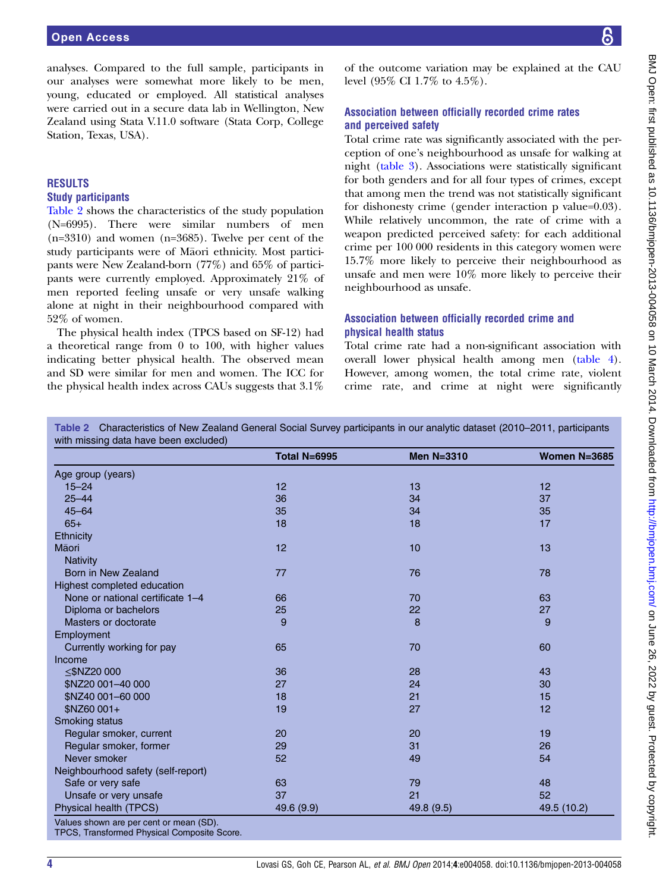analyses. Compared to the full sample, participants in our analyses were somewhat more likely to be men, young, educated or employed. All statistical analyses were carried out in a secure data lab in Wellington, New Zealand using Stata V.11.0 software (Stata Corp, College Station, Texas, USA).

## RESULTS

### Study participants

Table 2 shows the characteristics of the study population (N=6995). There were similar numbers of men (n=3310) and women (n=3685). Twelve per cent of the study participants were of Māori ethnicity. Most participants were New Zealand-born (77%) and 65% of participants were currently employed. Approximately 21% of men reported feeling unsafe or very unsafe walking alone at night in their neighbourhood compared with 52% of women.

The physical health index (TPCS based on SF-12) had a theoretical range from 0 to 100, with higher values indicating better physical health. The observed mean and SD were similar for men and women. The ICC for the physical health index across CAUs suggests that 3.1% of the outcome variation may be explained at the CAU level (95% CI 1.7% to 4.5%).

### Association between officially recorded crime rates and perceived safety

Total crime rate was significantly associated with the perception of one's neighbourhood as unsafe for walking at night (table 3). Associations were statistically significant for both genders and for all four types of crimes, except that among men the trend was not statistically significant for dishonesty crime (gender interaction p value=0.03). While relatively uncommon, the rate of crime with a weapon predicted perceived safety: for each additional crime per 100 000 residents in this category women were 15.7% more likely to perceive their neighbourhood as unsafe and men were 10% more likely to perceive their neighbourhood as unsafe.

### Association between officially recorded crime and physical health status

Total crime rate had a non-significant association with overall lower physical health among men (table 4). However, among women, the total crime rate, violent crime rate, and crime at night were significantly

Table 2 Characteristics of New Zealand General Social Survey participants in our analytic dataset (2010–2011, participants with missing data have been excluded)

| | Total N=6995 | Men N=3310 | Women N=3685 |
|---|---|---|---|
| Age group (years) | | | |
| 15–24 | 12 | 13 | 12 |
| 25–44 | 36 | 34 | 37 |
| 45–64 | 35 | 34 | 35 |
| 65+ | 18 | 18 | 17 |
| Ethnicity | | | |
| Māori | 12 | 10 | 13 |
| Nativity | | | |
| Born in New Zealand | 77 | 76 | 78 |
| Highest completed education | | | |
| None or national certificate 1–4 | 66 | 70 | 63 |
| Diploma or bachelors | 25 | 22 | 27 |
| Masters or doctorate | 9 | 8 | 9 |
| Employment | | | |
| Currently working for pay | 65 | 70 | 60 |
| Income | | | |
| ≤$NZ20 000 | 36 | 28 | 43 |
| $NZ20 001–40 000 | 27 | 24 | 30 |
| $NZ40 001–60 000 | 18 | 21 | 15 |
| $NZ60 001+ | 19 | 27 | 12 |
| Smoking status | | | |
| Regular smoker, current | 20 | 20 | 19 |
| Regular smoker, former | 29 | 31 | 26 |
| Never smoker | 52 | 49 | 54 |
| Neighbourhood safety (self-report) | | | |
| Safe or very safe | 63 | 79 | 48 |
| Unsafe or very unsafe | 37 | 21 | 52 |
| Physical health (TPCS) | 49.6 (9.9) | 49.8 (9.5) | 49.5 (10.2) |

Values shown are per cent or mean (SD).
TPCS, Transformed Physical Composite Score.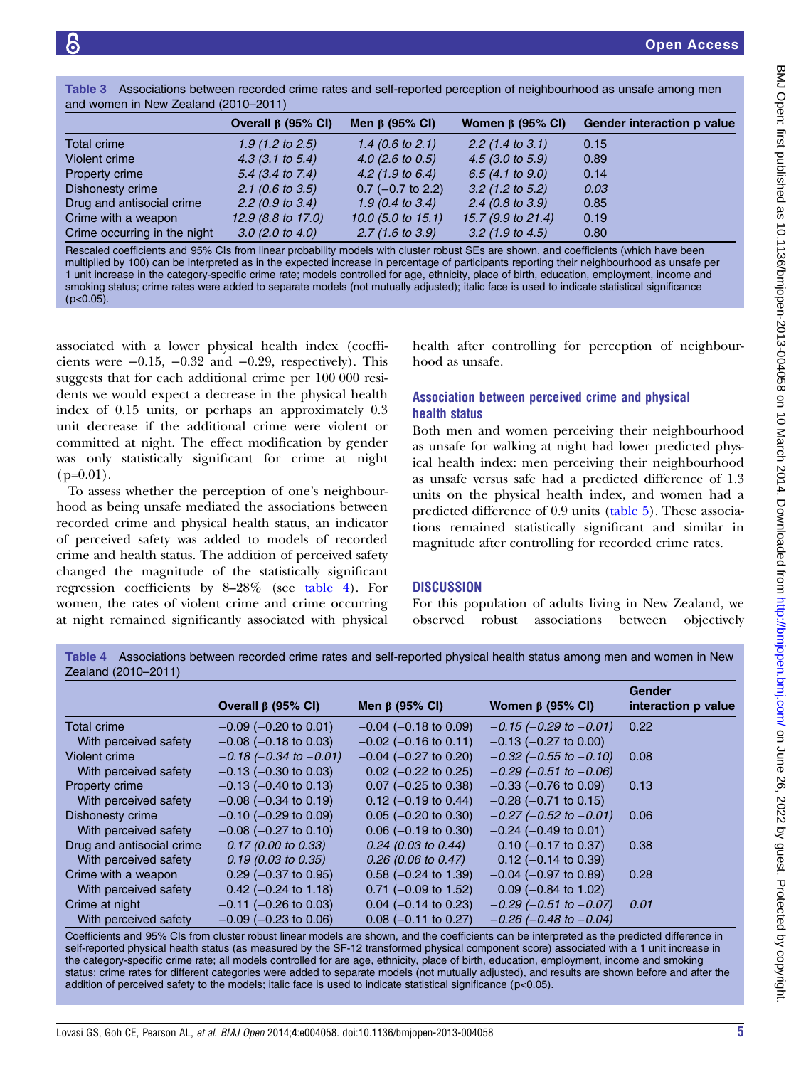**Table 3** Associations between recorded crime rates and self-reported perception of neighbourhood as unsafe among men and women in New Zealand (2010–2011)

| | Overall β (95% CI) | Men β (95% CI) | Women β (95% CI) | Gender interaction p value |
|---|---|---|---|---|
| Total crime | *1.9 (1.2 to 2.5)* | *1.4 (0.6 to 2.1)* | *2.2 (1.4 to 3.1)* | 0.15 |
| Violent crime | *4.3 (3.1 to 5.4)* | *4.0 (2.6 to 0.5)* | *4.5 (3.0 to 5.9)* | 0.89 |
| Property crime | *5.4 (3.4 to 7.4)* | *4.2 (1.9 to 6.4)* | *6.5 (4.1 to 9.0)* | 0.14 |
| Dishonesty crime | *2.1 (0.6 to 3.5)* | 0.7 (−0.7 to 2.2) | *3.2 (1.2 to 5.2)* | *0.03* |
| Drug and antisocial crime | *2.2 (0.9 to 3.4)* | *1.9 (0.4 to 3.4)* | *2.4 (0.8 to 3.9)* | 0.85 |
| Crime with a weapon | *12.9 (8.8 to 17.0)* | *10.0 (5.0 to 15.1)* | *15.7 (9.9 to 21.4)* | 0.19 |
| Crime occurring in the night | *3.0 (2.0 to 4.0)* | *2.7 (1.6 to 3.9)* | *3.2 (1.9 to 4.5)* | 0.80 |

Rescaled coefficients and 95% CIs from linear probability models with cluster robust SEs are shown, and coefficients (which have been multiplied by 100) can be interpreted as in the expected increase in percentage of participants reporting their neighbourhood as unsafe per 1 unit increase in the category-specific crime rate; models controlled for age, ethnicity, place of birth, education, employment, income and smoking status; crime rates were added to separate models (not mutually adjusted); italic face is used to indicate statistical significance (p<0.05).

associated with a lower physical health index (coefficients were −0.15, −0.32 and −0.29, respectively). This suggests that for each additional crime per 100 000 residents we would expect a decrease in the physical health index of 0.15 units, or perhaps an approximately 0.3 unit decrease if the additional crime were violent or committed at night. The effect modification by gender was only statistically significant for crime at night (p=0.01).

To assess whether the perception of one's neighbourhood as being unsafe mediated the associations between recorded crime and physical health status, an indicator of perceived safety was added to models of recorded crime and health status. The addition of perceived safety changed the magnitude of the statistically significant regression coefficients by 8–28% (see table 4). For women, the rates of violent crime and crime occurring at night remained significantly associated with physical health after controlling for perception of neighbourhood as unsafe.

### Association between perceived crime and physical health status

Both men and women perceiving their neighbourhood as unsafe for walking at night had lower predicted physical health index: men perceiving their neighbourhood as unsafe versus safe had a predicted difference of 1.3 units on the physical health index, and women had a predicted difference of 0.9 units (table 5). These associations remained statistically significant and similar in magnitude after controlling for recorded crime rates.

## DISCUSSION

For this population of adults living in New Zealand, we observed robust associations between objectively

**Table 4** Associations between recorded crime rates and self-reported physical health status among men and women in New Zealand (2010–2011)

| | Overall β (95% CI) | Men β (95% CI) | Women β (95% CI) | Gender interaction p value |
|---|---|---|---|---|
| Total crime | −0.09 (−0.20 to 0.01) | −0.04 (−0.18 to 0.09) | *−0.15 (−0.29 to −0.01)* | 0.22 |
| With perceived safety | −0.08 (−0.18 to 0.03) | −0.02 (−0.16 to 0.11) | −0.13 (−0.27 to 0.00) | |
| Violent crime | *−0.18 (−0.34 to −0.01)* | −0.04 (−0.27 to 0.20) | *−0.32 (−0.55 to −0.10)* | 0.08 |
| With perceived safety | −0.13 (−0.30 to 0.03) | 0.02 (−0.22 to 0.25) | *−0.29 (−0.51 to −0.06)* | |
| Property crime | −0.13 (−0.40 to 0.13) | 0.07 (−0.25 to 0.38) | −0.33 (−0.76 to 0.09) | 0.13 |
| With perceived safety | −0.08 (−0.34 to 0.19) | 0.12 (−0.19 to 0.44) | −0.28 (−0.71 to 0.15) | |
| Dishonesty crime | −0.10 (−0.29 to 0.09) | 0.05 (−0.20 to 0.30) | *−0.27 (−0.52 to −0.01)* | 0.06 |
| With perceived safety | −0.08 (−0.27 to 0.10) | 0.06 (−0.19 to 0.30) | −0.24 (−0.49 to 0.01) | |
| Drug and antisocial crime | *0.17 (0.00 to 0.33)* | *0.24 (0.03 to 0.44)* | 0.10 (−0.17 to 0.37) | 0.38 |
| With perceived safety | *0.19 (0.03 to 0.35)* | *0.26 (0.06 to 0.47)* | 0.12 (−0.14 to 0.39) | |
| Crime with a weapon | 0.29 (−0.37 to 0.95) | 0.58 (−0.24 to 1.39) | −0.04 (−0.97 to 0.89) | 0.28 |
| With perceived safety | 0.42 (−0.24 to 1.18) | 0.71 (−0.09 to 1.52) | 0.09 (−0.84 to 1.02) | |
| Crime at night | −0.11 (−0.26 to 0.03) | 0.04 (−0.14 to 0.23) | *−0.29 (−0.51 to −0.07)* | *0.01* |
| With perceived safety | −0.09 (−0.23 to 0.06) | 0.08 (−0.11 to 0.27) | *−0.26 (−0.48 to −0.04)* | |

Coefficients and 95% CIs from cluster robust linear models are shown, and the coefficients can be interpreted as the predicted difference in self-reported physical health status (as measured by the SF-12 transformed physical component score) associated with a 1 unit increase in the category-specific crime rate; all models controlled for are age, ethnicity, place of birth, education, employment, income and smoking status; crime rates for different categories were added to separate models (not mutually adjusted), and results are shown before and after the addition of perceived safety to the models; italic face is used to indicate statistical significance (p<0.05).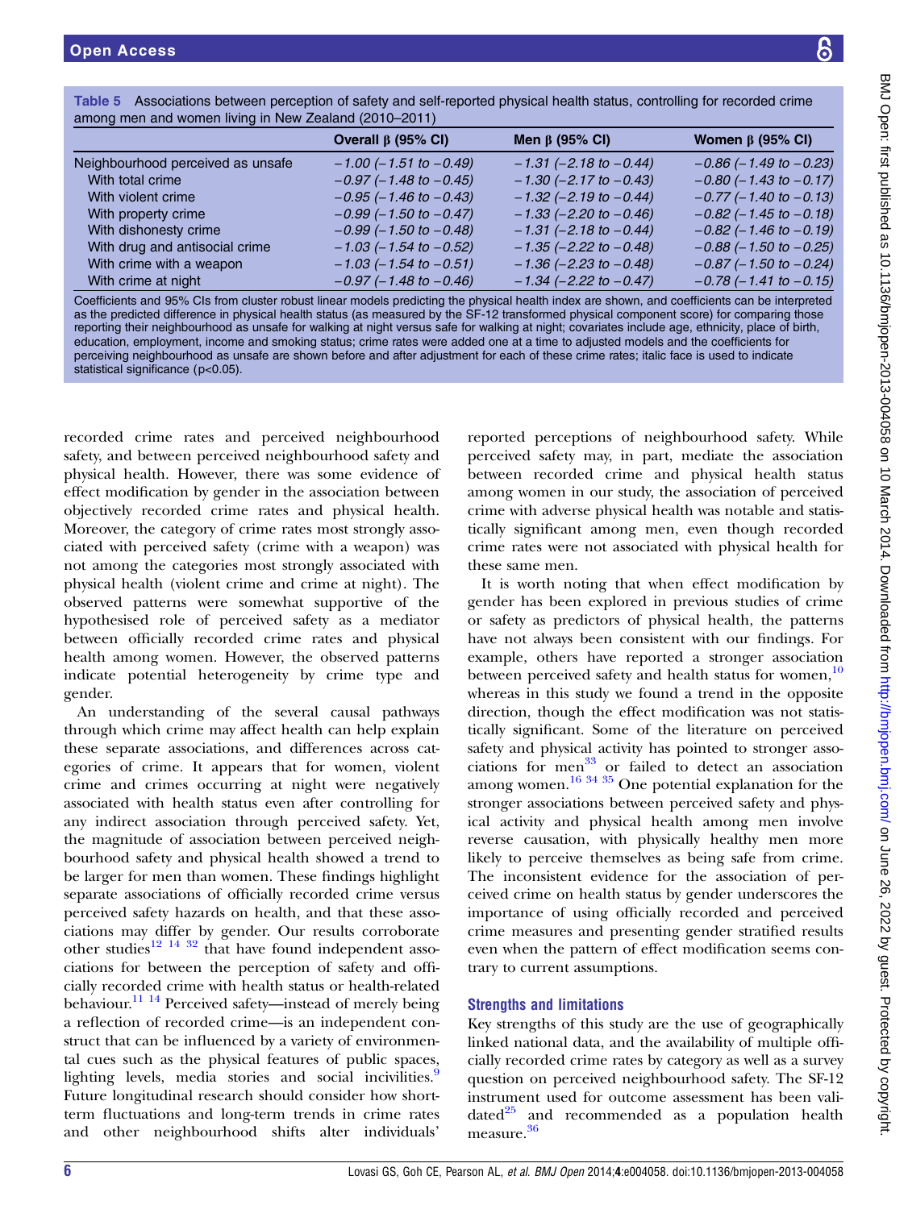**Table 5** Associations between perception of safety and self-reported physical health status, controlling for recorded crime among men and women living in New Zealand (2010–2011)

| | Overall β (95% CI) | Men β (95% CI) | Women β (95% CI) |
|---|---|---|---|
| Neighbourhood perceived as unsafe | *−1.00 (−1.51 to −0.49)* | *−1.31 (−2.18 to −0.44)* | *−0.86 (−1.49 to −0.23)* |
| With total crime | *−0.97 (−1.48 to −0.45)* | *−1.30 (−2.17 to −0.43)* | *−0.80 (−1.43 to −0.17)* |
| With violent crime | *−0.95 (−1.46 to −0.43)* | *−1.32 (−2.19 to −0.44)* | *−0.77 (−1.40 to −0.13)* |
| With property crime | *−0.99 (−1.50 to −0.47)* | *−1.33 (−2.20 to −0.46)* | *−0.82 (−1.45 to −0.18)* |
| With dishonesty crime | *−0.99 (−1.50 to −0.48)* | *−1.31 (−2.18 to −0.44)* | *−0.82 (−1.46 to −0.19)* |
| With drug and antisocial crime | *−1.03 (−1.54 to −0.52)* | *−1.35 (−2.22 to −0.48)* | *−0.88 (−1.50 to −0.25)* |
| With crime with a weapon | *−1.03 (−1.54 to −0.51)* | *−1.36 (−2.23 to −0.48)* | *−0.87 (−1.50 to −0.24)* |
| With crime at night | *−0.97 (−1.48 to −0.46)* | *−1.34 (−2.22 to −0.47)* | *−0.78 (−1.41 to −0.15)* |

Coefficients and 95% CIs from cluster robust linear models predicting the physical health index are shown, and coefficients can be interpreted as the predicted difference in physical health status (as measured by the SF-12 transformed physical component score) for comparing those reporting their neighbourhood as unsafe for walking at night versus safe for walking at night; covariates include age, ethnicity, place of birth, education, employment, income and smoking status; crime rates were added one at a time to adjusted models and the coefficients for perceiving neighbourhood as unsafe are shown before and after adjustment for each of these crime rates; italic face is used to indicate statistical significance (p<0.05).

recorded crime rates and perceived neighbourhood safety, and between perceived neighbourhood safety and physical health. However, there was some evidence of effect modification by gender in the association between objectively recorded crime rates and physical health. Moreover, the category of crime rates most strongly associated with perceived safety (crime with a weapon) was not among the categories most strongly associated with physical health (violent crime and crime at night). The observed patterns were somewhat supportive of the hypothesised role of perceived safety as a mediator between officially recorded crime rates and physical health among women. However, the observed patterns indicate potential heterogeneity by crime type and gender.

An understanding of the several causal pathways through which crime may affect health can help explain these separate associations, and differences across categories of crime. It appears that for women, violent crime and crimes occurring at night were negatively associated with health status even after controlling for any indirect association through perceived safety. Yet, the magnitude of association between perceived neighbourhood safety and physical health showed a trend to be larger for men than women. These findings highlight separate associations of officially recorded crime versus perceived safety hazards on health, and that these associations may differ by gender. Our results corroborate other studies[12 14 32] that have found independent associations for between the perception of safety and officially recorded crime with health status or health-related behaviour.[11 14] Perceived safety—instead of merely being a reflection of recorded crime—is an independent construct that can be influenced by a variety of environmental cues such as the physical features of public spaces, lighting levels, media stories and social incivilities.[9] Future longitudinal research should consider how short-term fluctuations and long-term trends in crime rates and other neighbourhood shifts alter individuals' reported perceptions of neighbourhood safety. While perceived safety may, in part, mediate the association between recorded crime and physical health status among women in our study, the association of perceived crime with adverse physical health was notable and statistically significant among men, even though recorded crime rates were not associated with physical health for these same men.

It is worth noting that when effect modification by gender has been explored in previous studies of crime or safety as predictors of physical health, the patterns have not always been consistent with our findings. For example, others have reported a stronger association between perceived safety and health status for women,[10] whereas in this study we found a trend in the opposite direction, though the effect modification was not statistically significant. Some of the literature on perceived safety and physical activity has pointed to stronger associations for men[33] or failed to detect an association among women.[16 34 35] One potential explanation for the stronger associations between perceived safety and physical activity and physical health among men involve reverse causation, with physically healthy men more likely to perceive themselves as being safe from crime. The inconsistent evidence for the association of perceived crime on health status by gender underscores the importance of using officially recorded and perceived crime measures and presenting gender stratified results even when the pattern of effect modification seems contrary to current assumptions.

### Strengths and limitations

Key strengths of this study are the use of geographically linked national data, and the availability of multiple officially recorded crime rates by category as well as a survey question on perceived neighbourhood safety. The SF-12 instrument used for outcome assessment has been validated[25] and recommended as a population health measure.[36]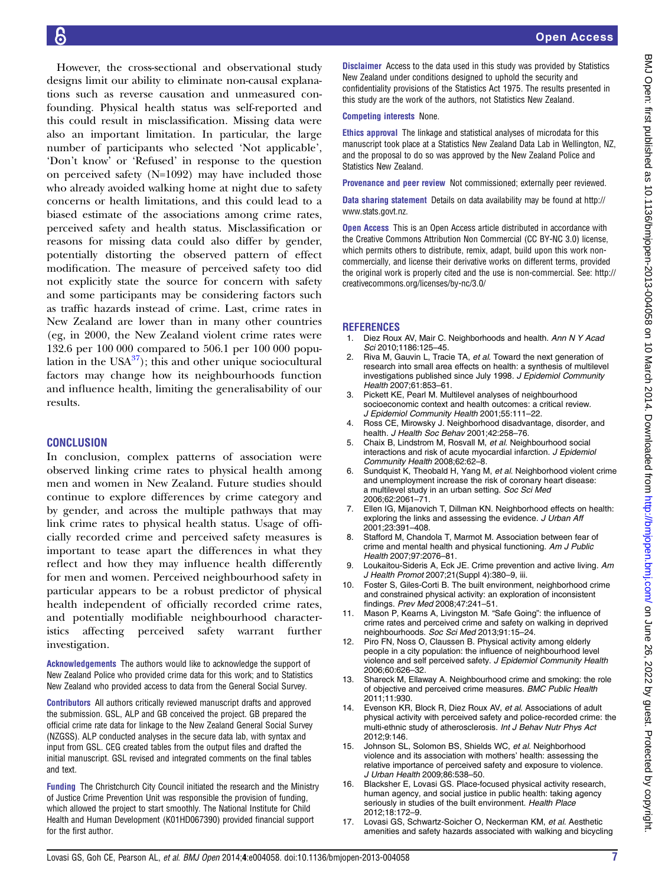However, the cross-sectional and observational study designs limit our ability to eliminate non-causal explanations such as reverse causation and unmeasured confounding. Physical health status was self-reported and this could result in misclassification. Missing data were also an important limitation. In particular, the large number of participants who selected 'Not applicable', 'Don't know' or 'Refused' in response to the question on perceived safety (N=1092) may have included those who already avoided walking home at night due to safety concerns or health limitations, and this could lead to a biased estimate of the associations among crime rates, perceived safety and health status. Misclassification or reasons for missing data could also differ by gender, potentially distorting the observed pattern of effect modification. The measure of perceived safety too did not explicitly state the source for concern with safety and some participants may be considering factors such as traffic hazards instead of crime. Last, crime rates in New Zealand are lower than in many other countries (eg, in 2000, the New Zealand violent crime rates were 132.6 per 100 000 compared to 506.1 per 100 000 population in the USA[37]); this and other unique sociocultural factors may change how its neighbourhoods function and influence health, limiting the generalisability of our results.

## CONCLUSION

In conclusion, complex patterns of association were observed linking crime rates to physical health among men and women in New Zealand. Future studies should continue to explore differences by crime category and by gender, and across the multiple pathways that may link crime rates to physical health status. Usage of officially recorded crime and perceived safety measures is important to tease apart the differences in what they reflect and how they may influence health differently for men and women. Perceived neighbourhood safety in particular appears to be a robust predictor of physical health independent of officially recorded crime rates, and potentially modifiable neighbourhood characteristics affecting perceived safety warrant further investigation.

**Acknowledgements** The authors would like to acknowledge the support of New Zealand Police who provided crime data for this work; and to Statistics New Zealand who provided access to data from the General Social Survey.

**Contributors** All authors critically reviewed manuscript drafts and approved the submission. GSL, ALP and GB conceived the project. GB prepared the official crime rate data for linkage to the New Zealand General Social Survey (NZGSS). ALP conducted analyses in the secure data lab, with syntax and input from GSL. CEG created tables from the output files and drafted the initial manuscript. GSL revised and integrated comments on the final tables and text.

**Funding** The Christchurch City Council initiated the research and the Ministry of Justice Crime Prevention Unit was responsible the provision of funding, which allowed the project to start smoothly. The National Institute for Child Health and Human Development (K01HD067390) provided financial support for the first author.

**Disclaimer** Access to the data used in this study was provided by Statistics New Zealand under conditions designed to uphold the security and confidentiality provisions of the Statistics Act 1975. The results presented in this study are the work of the authors, not Statistics New Zealand.

**Competing interests** None.

**Ethics approval** The linkage and statistical analyses of microdata for this manuscript took place at a Statistics New Zealand Data Lab in Wellington, NZ, and the proposal to do so was approved by the New Zealand Police and Statistics New Zealand.

**Provenance and peer review** Not commissioned; externally peer reviewed.

**Data sharing statement** Details on data availability may be found at http://www.stats.govt.nz.

**Open Access** This is an Open Access article distributed in accordance with the Creative Commons Attribution Non Commercial (CC BY-NC 3.0) license, which permits others to distribute, remix, adapt, build upon this work non-commercially, and license their derivative works on different terms, provided the original work is properly cited and the use is non-commercial. See: http://creativecommons.org/licenses/by-nc/3.0/

## REFERENCES

1. Diez Roux AV, Mair C. Neighborhoods and health. *Ann N Y Acad Sci* 2010;1186:125–45.
2. Riva M, Gauvin L, Tracie TA, *et al*. Toward the next generation of research into small area effects on health: a synthesis of multilevel investigations published since July 1998. *J Epidemiol Community Health* 2007;61:853–61.
3. Pickett KE, Pearl M. Multilevel analyses of neighbourhood socioeconomic context and health outcomes: a critical review. *J Epidemiol Community Health* 2001;55:111–22.
4. Ross CE, Mirowsky J. Neighborhood disadvantage, disorder, and health. *J Health Soc Behav* 2001;42:258–76.
5. Chaix B, Lindstrom M, Rosvall M, *et al*. Neighbourhood social interactions and risk of acute myocardial infarction. *J Epidemiol Community Health* 2008;62:62–8.
6. Sundquist K, Theobald H, Yang M, *et al*. Neighborhood violent crime and unemployment increase the risk of coronary heart disease: a multilevel study in an urban setting. *Soc Sci Med* 2006;62:2061–71.
7. Ellen IG, Mijanovich T, Dillman KN. Neighborhood effects on health: exploring the links and assessing the evidence. *J Urban Aff* 2001;23:391–408.
8. Stafford M, Chandola T, Marmot M. Association between fear of crime and mental health and physical functioning. *Am J Public Health* 2007;97:2076–81.
9. Loukaitou-Sideris A, Eck JE. Crime prevention and active living. *Am J Health Promot* 2007;21(Suppl 4):380–9, iii.
10. Foster S, Giles-Corti B. The built environment, neighborhood crime and constrained physical activity: an exploration of inconsistent findings. *Prev Med* 2008;47:241–51.
11. Mason P, Kearns A, Livingston M. "Safe Going": the influence of crime rates and perceived crime and safety on walking in deprived neighbourhoods. *Soc Sci Med* 2013;91:15–24.
12. Piro FN, Noss O, Claussen B. Physical activity among elderly people in a city population: the influence of neighbourhood level violence and self perceived safety. *J Epidemiol Community Health* 2006;60:626–32.
13. Shareck M, Ellaway A. Neighbourhood crime and smoking: the role of objective and perceived crime measures. *BMC Public Health* 2011;11:930.
14. Evenson KR, Block R, Diez Roux AV, *et al*. Associations of adult physical activity with perceived safety and police-recorded crime: the multi-ethnic study of atherosclerosis. *Int J Behav Nutr Phys Act* 2012;9:146.
15. Johnson SL, Solomon BS, Shields WC, *et al*. Neighborhood violence and its association with mothers' health: assessing the relative importance of perceived safety and exposure to violence. *J Urban Health* 2009;86:538–50.
16. Blacksher E, Lovasi GS. Place-focused physical activity research, human agency, and social justice in public health: taking agency seriously in studies of the built environment. *Health Place* 2012;18:172–9.
17. Lovasi GS, Schwartz-Soicher O, Neckerman KM, *et al*. Aesthetic amenities and safety hazards associated with walking and bicycling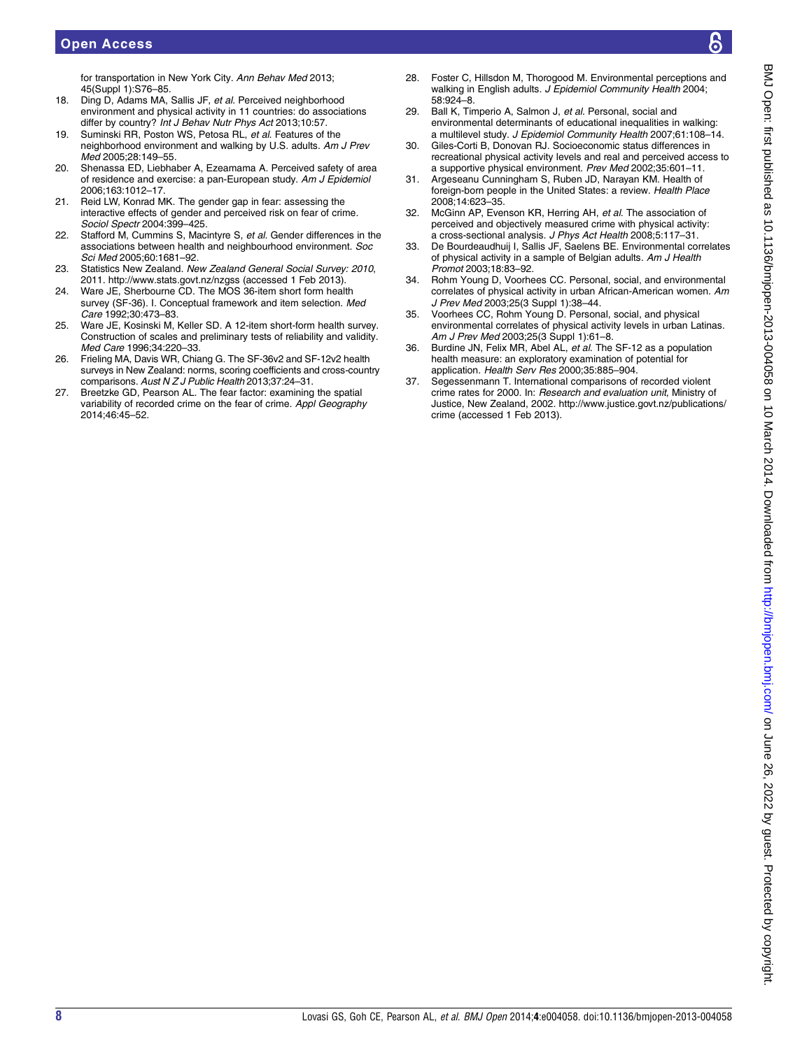for transportation in New York City. *Ann Behav Med* 2013; 45(Suppl 1):S76–85.

18. Ding D, Adams MA, Sallis JF, *et al*. Perceived neighborhood environment and physical activity in 11 countries: do associations differ by country? *Int J Behav Nutr Phys Act* 2013;10:57.
19. Suminski RR, Poston WS, Petosa RL, *et al*. Features of the neighborhood environment and walking by U.S. adults. *Am J Prev Med* 2005;28:149–55.
20. Shenassa ED, Liebhaber A, Ezeamama A. Perceived safety of area of residence and exercise: a pan-European study. *Am J Epidemiol* 2006;163:1012–17.
21. Reid LW, Konrad MK. The gender gap in fear: assessing the interactive effects of gender and perceived risk on fear of crime. *Sociol Spectr* 2004:399–425.
22. Stafford M, Cummins S, Macintyre S, *et al*. Gender differences in the associations between health and neighbourhood environment. *Soc Sci Med* 2005;60:1681–92.
23. Statistics New Zealand. *New Zealand General Social Survey: 2010*, 2011. http://www.stats.govt.nz/nzgss (accessed 1 Feb 2013).
24. Ware JE, Sherbourne CD. The MOS 36-item short form health survey (SF-36). I. Conceptual framework and item selection. *Med Care* 1992;30:473–83.
25. Ware JE, Kosinski M, Keller SD. A 12-item short-form health survey. Construction of scales and preliminary tests of reliability and validity. *Med Care* 1996;34:220–33.
26. Frieling MA, Davis WR, Chiang G. The SF-36v2 and SF-12v2 health surveys in New Zealand: norms, scoring coefficients and cross-country comparisons. *Aust N Z J Public Health* 2013;37:24–31.
27. Breetzke GD, Pearson AL. The fear factor: examining the spatial variability of recorded crime on the fear of crime. *Appl Geography* 2014;46:45–52.
28. Foster C, Hillsdon M, Thorogood M. Environmental perceptions and walking in English adults. *J Epidemiol Community Health* 2004; 58:924–8.
29. Ball K, Timperio A, Salmon J, *et al*. Personal, social and environmental determinants of educational inequalities in walking: a multilevel study. *J Epidemiol Community Health* 2007;61:108–14.
30. Giles-Corti B, Donovan RJ. Socioeconomic status differences in recreational physical activity levels and real and perceived access to a supportive physical environment. *Prev Med* 2002;35:601–11.
31. Argeseanu Cunningham S, Ruben JD, Narayan KM. Health of foreign-born people in the United States: a review. *Health Place* 2008;14:623–35.
32. McGinn AP, Evenson KR, Herring AH, *et al*. The association of perceived and objectively measured crime with physical activity: a cross-sectional analysis. *J Phys Act Health* 2008;5:117–31.
33. De Bourdeaudhuij I, Sallis JF, Saelens BE. Environmental correlates of physical activity in a sample of Belgian adults. *Am J Health Promot* 2003;18:83–92.
34. Rohm Young D, Voorhees CC. Personal, social, and environmental correlates of physical activity in urban African-American women. *Am J Prev Med* 2003;25(3 Suppl 1):38–44.
35. Voorhees CC, Rohm Young D. Personal, social, and physical environmental correlates of physical activity levels in urban Latinas. *Am J Prev Med* 2003;25(3 Suppl 1):61–8.
36. Burdine JN, Felix MR, Abel AL, *et al*. The SF-12 as a population health measure: an exploratory examination of potential for application. *Health Serv Res* 2000;35:885–904.
37. Segessenmann T. International comparisons of recorded violent crime rates for 2000. In: *Research and evaluation unit*, Ministry of Justice, New Zealand, 2002. http://www.justice.govt.nz/publications/crime (accessed 1 Feb 2013).